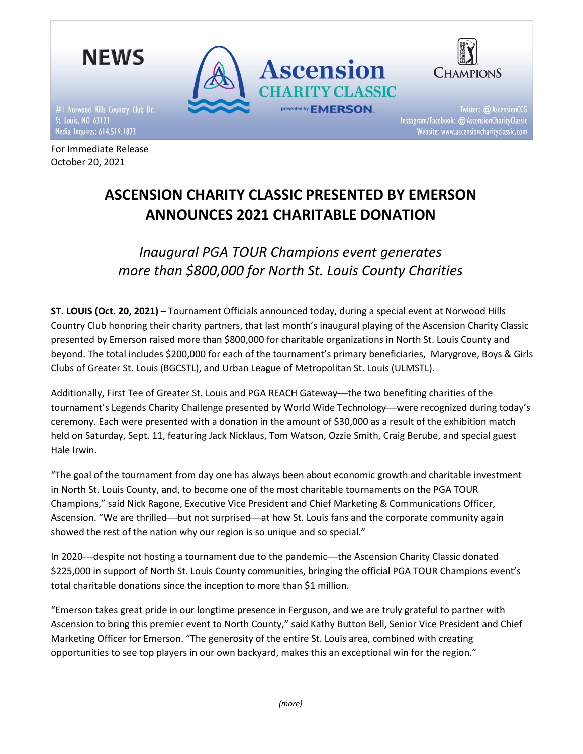NEWS

**Ascension CHARITY CLASSIC** presented by EMERSON

CHAMPIONS

#1 Norwood Hills Country Club Dr.
St. Louis, MO 63121
Media Inquires: 614.519.1873

Twitter: @AscensionCCG
Instagram/Facebook: @AscensionCharityClassic
Website: www.ascensioncharityclassic.com

For Immediate Release
October 20, 2021

# ASCENSION CHARITY CLASSIC PRESENTED BY EMERSON ANNOUNCES 2021 CHARITABLE DONATION

## *Inaugural PGA TOUR Champions event generates more than $800,000 for North St. Louis County Charities*

**ST. LOUIS (Oct. 20, 2021)** – Tournament Officials announced today, during a special event at Norwood Hills Country Club honoring their charity partners, that last month's inaugural playing of the Ascension Charity Classic presented by Emerson raised more than $800,000 for charitable organizations in North St. Louis County and beyond. The total includes $200,000 for each of the tournament's primary beneficiaries, Marygrove, Boys & Girls Clubs of Greater St. Louis (BGCSTL), and Urban League of Metropolitan St. Louis (ULMSTL).

Additionally, First Tee of Greater St. Louis and PGA REACH Gateway—the two benefiting charities of the tournament's Legends Charity Challenge presented by World Wide Technology—were recognized during today's ceremony. Each were presented with a donation in the amount of $30,000 as a result of the exhibition match held on Saturday, Sept. 11, featuring Jack Nicklaus, Tom Watson, Ozzie Smith, Craig Berube, and special guest Hale Irwin.

"The goal of the tournament from day one has always been about economic growth and charitable investment in North St. Louis County, and, to become one of the most charitable tournaments on the PGA TOUR Champions," said Nick Ragone, Executive Vice President and Chief Marketing & Communications Officer, Ascension. "We are thrilled—but not surprised—at how St. Louis fans and the corporate community again showed the rest of the nation why our region is so unique and so special."

In 2020—despite not hosting a tournament due to the pandemic—the Ascension Charity Classic donated $225,000 in support of North St. Louis County communities, bringing the official PGA TOUR Champions event's total charitable donations since the inception to more than $1 million.

"Emerson takes great pride in our longtime presence in Ferguson, and we are truly grateful to partner with Ascension to bring this premier event to North County," said Kathy Button Bell, Senior Vice President and Chief Marketing Officer for Emerson. "The generosity of the entire St. Louis area, combined with creating opportunities to see top players in our own backyard, makes this an exceptional win for the region."

*(more)*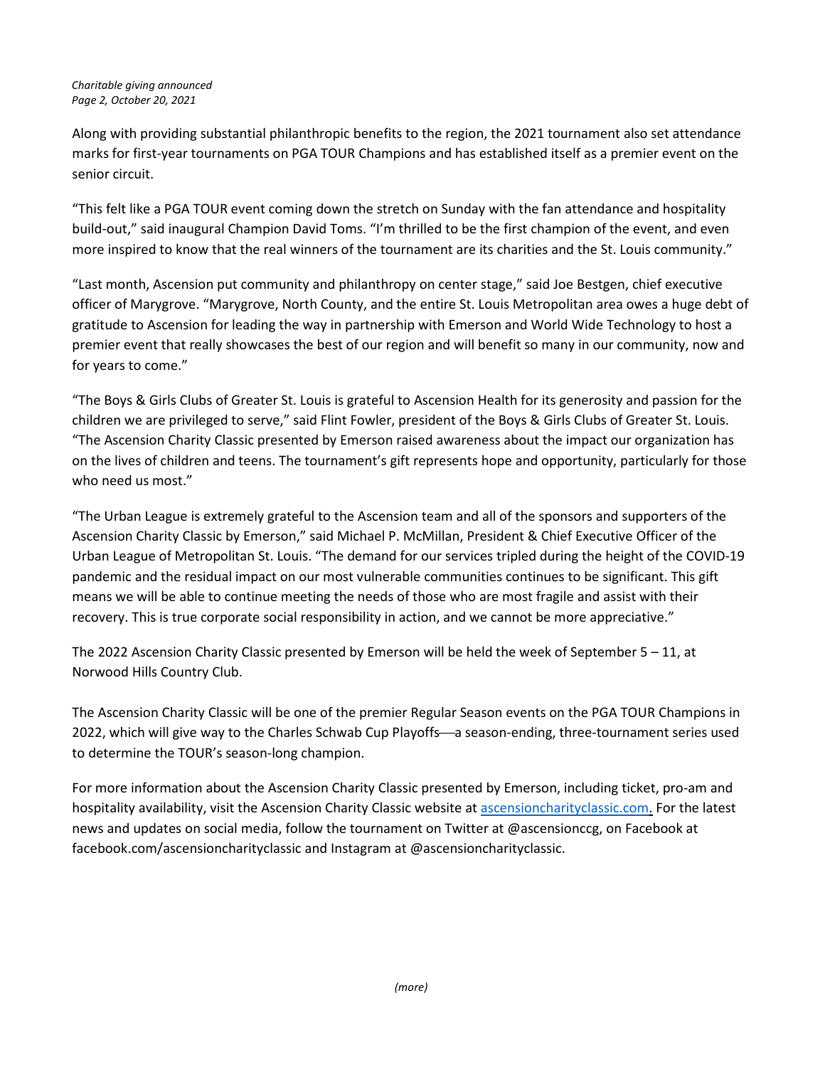Along with providing substantial philanthropic benefits to the region, the 2021 tournament also set attendance marks for first-year tournaments on PGA TOUR Champions and has established itself as a premier event on the senior circuit.

"This felt like a PGA TOUR event coming down the stretch on Sunday with the fan attendance and hospitality build-out," said inaugural Champion David Toms. "I'm thrilled to be the first champion of the event, and even more inspired to know that the real winners of the tournament are its charities and the St. Louis community."

"Last month, Ascension put community and philanthropy on center stage," said Joe Bestgen, chief executive officer of Marygrove. "Marygrove, North County, and the entire St. Louis Metropolitan area owes a huge debt of gratitude to Ascension for leading the way in partnership with Emerson and World Wide Technology to host a premier event that really showcases the best of our region and will benefit so many in our community, now and for years to come."

"The Boys & Girls Clubs of Greater St. Louis is grateful to Ascension Health for its generosity and passion for the children we are privileged to serve," said Flint Fowler, president of the Boys & Girls Clubs of Greater St. Louis. "The Ascension Charity Classic presented by Emerson raised awareness about the impact our organization has on the lives of children and teens. The tournament's gift represents hope and opportunity, particularly for those who need us most."

"The Urban League is extremely grateful to the Ascension team and all of the sponsors and supporters of the Ascension Charity Classic by Emerson," said Michael P. McMillan, President & Chief Executive Officer of the Urban League of Metropolitan St. Louis. "The demand for our services tripled during the height of the COVID-19 pandemic and the residual impact on our most vulnerable communities continues to be significant. This gift means we will be able to continue meeting the needs of those who are most fragile and assist with their recovery. This is true corporate social responsibility in action, and we cannot be more appreciative."

The 2022 Ascension Charity Classic presented by Emerson will be held the week of September 5 – 11, at Norwood Hills Country Club.

The Ascension Charity Classic will be one of the premier Regular Season events on the PGA TOUR Champions in 2022, which will give way to the Charles Schwab Cup Playoffs—a season-ending, three-tournament series used to determine the TOUR's season-long champion.

For more information about the Ascension Charity Classic presented by Emerson, including ticket, pro-am and hospitality availability, visit the Ascension Charity Classic website at ascensioncharityclassic.com. For the latest news and updates on social media, follow the tournament on Twitter at @ascensionccg, on Facebook at facebook.com/ascensioncharityclassic and Instagram at @ascensioncharityclassic.

*(more)*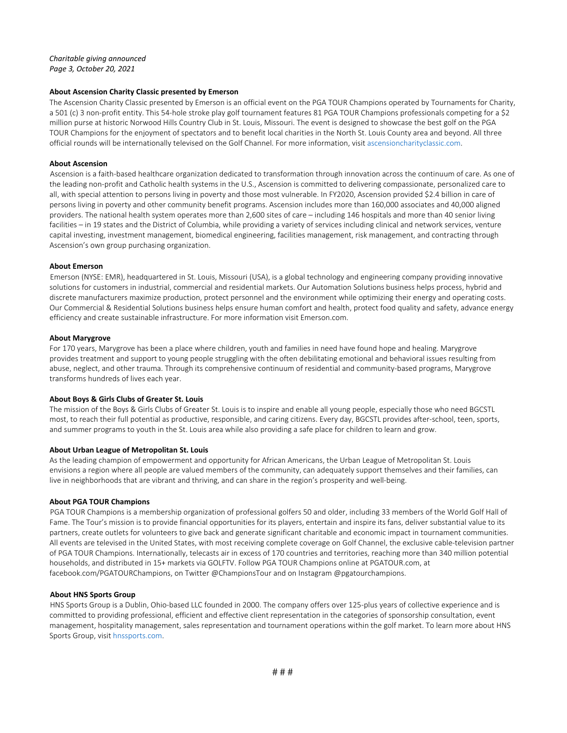*Charitable giving announced*
*Page 3, October 20, 2021*

**About Ascension Charity Classic presented by Emerson**

The Ascension Charity Classic presented by Emerson is an official event on the PGA TOUR Champions operated by Tournaments for Charity, a 501 (c) 3 non-profit entity. This 54-hole stroke play golf tournament features 81 PGA TOUR Champions professionals competing for a $2 million purse at historic Norwood Hills Country Club in St. Louis, Missouri. The event is designed to showcase the best golf on the PGA TOUR Champions for the enjoyment of spectators and to benefit local charities in the North St. Louis County area and beyond. All three official rounds will be internationally televised on the Golf Channel. For more information, visit ascensioncharityclassic.com.

**About Ascension**

Ascension is a faith-based healthcare organization dedicated to transformation through innovation across the continuum of care. As one of the leading non-profit and Catholic health systems in the U.S., Ascension is committed to delivering compassionate, personalized care to all, with special attention to persons living in poverty and those most vulnerable. In FY2020, Ascension provided $2.4 billion in care of persons living in poverty and other community benefit programs. Ascension includes more than 160,000 associates and 40,000 aligned providers. The national health system operates more than 2,600 sites of care – including 146 hospitals and more than 40 senior living facilities – in 19 states and the District of Columbia, while providing a variety of services including clinical and network services, venture capital investing, investment management, biomedical engineering, facilities management, risk management, and contracting through Ascension's own group purchasing organization.

**About Emerson**

Emerson (NYSE: EMR), headquartered in St. Louis, Missouri (USA), is a global technology and engineering company providing innovative solutions for customers in industrial, commercial and residential markets. Our Automation Solutions business helps process, hybrid and discrete manufacturers maximize production, protect personnel and the environment while optimizing their energy and operating costs. Our Commercial & Residential Solutions business helps ensure human comfort and health, protect food quality and safety, advance energy efficiency and create sustainable infrastructure. For more information visit Emerson.com.

**About Marygrove**

For 170 years, Marygrove has been a place where children, youth and families in need have found hope and healing. Marygrove provides treatment and support to young people struggling with the often debilitating emotional and behavioral issues resulting from abuse, neglect, and other trauma. Through its comprehensive continuum of residential and community-based programs, Marygrove transforms hundreds of lives each year.

**About Boys & Girls Clubs of Greater St. Louis**

The mission of the Boys & Girls Clubs of Greater St. Louis is to inspire and enable all young people, especially those who need BGCSTL most, to reach their full potential as productive, responsible, and caring citizens. Every day, BGCSTL provides after-school, teen, sports, and summer programs to youth in the St. Louis area while also providing a safe place for children to learn and grow.

**About Urban League of Metropolitan St. Louis**

As the leading champion of empowerment and opportunity for African Americans, the Urban League of Metropolitan St. Louis envisions a region where all people are valued members of the community, can adequately support themselves and their families, can live in neighborhoods that are vibrant and thriving, and can share in the region's prosperity and well-being.

**About PGA TOUR Champions**

PGA TOUR Champions is a membership organization of professional golfers 50 and older, including 33 members of the World Golf Hall of Fame. The Tour's mission is to provide financial opportunities for its players, entertain and inspire its fans, deliver substantial value to its partners, create outlets for volunteers to give back and generate significant charitable and economic impact in tournament communities. All events are televised in the United States, with most receiving complete coverage on Golf Channel, the exclusive cable-television partner of PGA TOUR Champions. Internationally, telecasts air in excess of 170 countries and territories, reaching more than 340 million potential households, and distributed in 15+ markets via GOLFTV. Follow PGA TOUR Champions online at PGATOUR.com, at facebook.com/PGATOURChampions, on Twitter @ChampionsTour and on Instagram @pgatourchampions.

**About HNS Sports Group**

HNS Sports Group is a Dublin, Ohio-based LLC founded in 2000. The company offers over 125-plus years of collective experience and is committed to providing professional, efficient and effective client representation in the categories of sponsorship consultation, event management, hospitality management, sales representation and tournament operations within the golf market. To learn more about HNS Sports Group, visit hnssports.com.

# # #